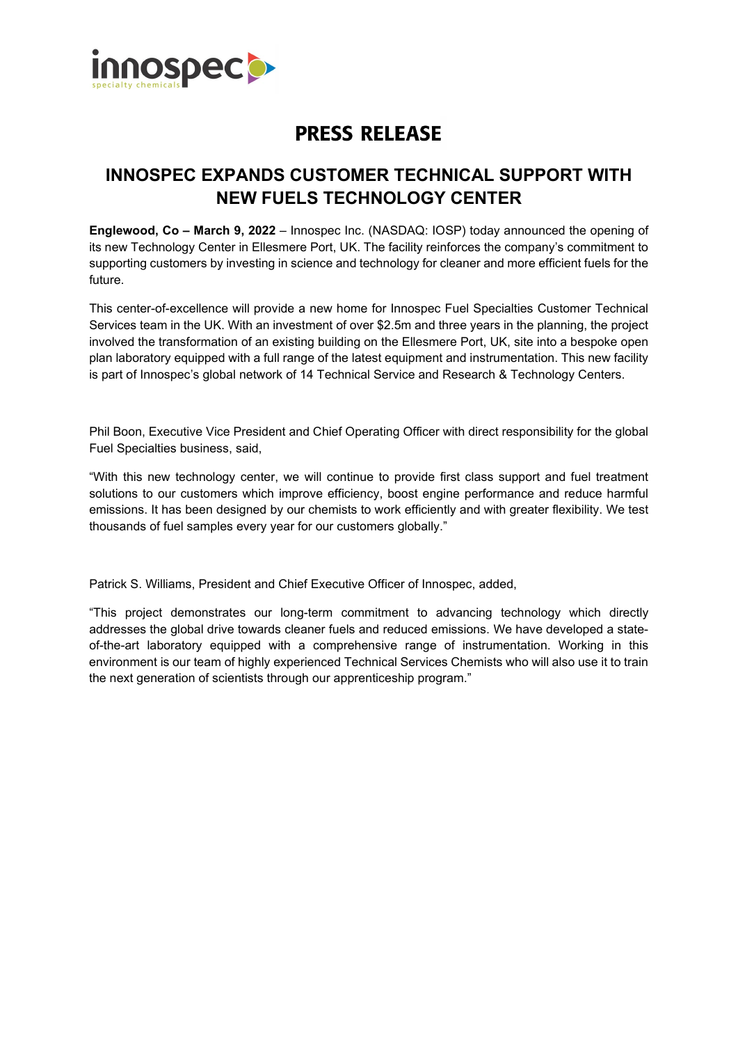innospec
specialty chemicals

# PRESS RELEASE

## INNOSPEC EXPANDS CUSTOMER TECHNICAL SUPPORT WITH NEW FUELS TECHNOLOGY CENTER

**Englewood, Co – March 9, 2022** – Innospec Inc. (NASDAQ: IOSP) today announced the opening of its new Technology Center in Ellesmere Port, UK. The facility reinforces the company's commitment to supporting customers by investing in science and technology for cleaner and more efficient fuels for the future.

This center-of-excellence will provide a new home for Innospec Fuel Specialties Customer Technical Services team in the UK. With an investment of over $2.5m and three years in the planning, the project involved the transformation of an existing building on the Ellesmere Port, UK, site into a bespoke open plan laboratory equipped with a full range of the latest equipment and instrumentation. This new facility is part of Innospec's global network of 14 Technical Service and Research & Technology Centers.

Phil Boon, Executive Vice President and Chief Operating Officer with direct responsibility for the global Fuel Specialties business, said,

"With this new technology center, we will continue to provide first class support and fuel treatment solutions to our customers which improve efficiency, boost engine performance and reduce harmful emissions. It has been designed by our chemists to work efficiently and with greater flexibility. We test thousands of fuel samples every year for our customers globally."

Patrick S. Williams, President and Chief Executive Officer of Innospec, added,

"This project demonstrates our long-term commitment to advancing technology which directly addresses the global drive towards cleaner fuels and reduced emissions. We have developed a state-of-the-art laboratory equipped with a comprehensive range of instrumentation. Working in this environment is our team of highly experienced Technical Services Chemists who will also use it to train the next generation of scientists through our apprenticeship program."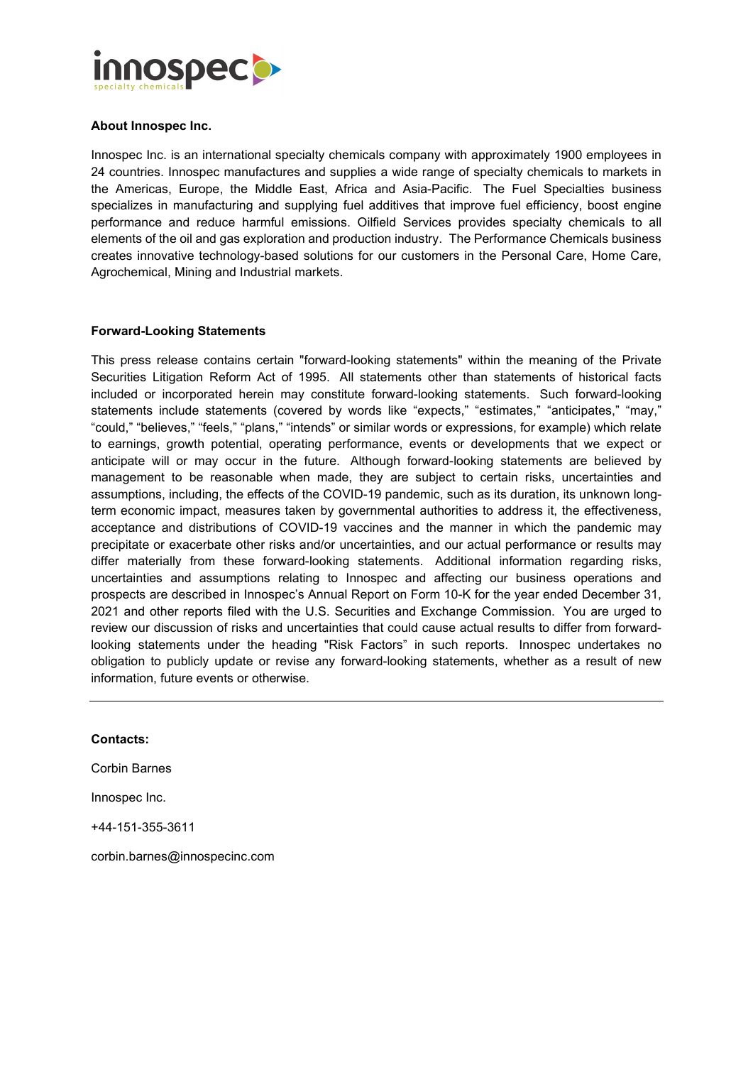**About Innospec Inc.**

Innospec Inc. is an international specialty chemicals company with approximately 1900 employees in 24 countries. Innospec manufactures and supplies a wide range of specialty chemicals to markets in the Americas, Europe, the Middle East, Africa and Asia-Pacific. The Fuel Specialties business specializes in manufacturing and supplying fuel additives that improve fuel efficiency, boost engine performance and reduce harmful emissions. Oilfield Services provides specialty chemicals to all elements of the oil and gas exploration and production industry. The Performance Chemicals business creates innovative technology-based solutions for our customers in the Personal Care, Home Care, Agrochemical, Mining and Industrial markets.

**Forward-Looking Statements**

This press release contains certain "forward-looking statements" within the meaning of the Private Securities Litigation Reform Act of 1995. All statements other than statements of historical facts included or incorporated herein may constitute forward-looking statements. Such forward-looking statements include statements (covered by words like "expects," "estimates," "anticipates," "may," "could," "believes," "feels," "plans," "intends" or similar words or expressions, for example) which relate to earnings, growth potential, operating performance, events or developments that we expect or anticipate will or may occur in the future. Although forward-looking statements are believed by management to be reasonable when made, they are subject to certain risks, uncertainties and assumptions, including, the effects of the COVID-19 pandemic, such as its duration, its unknown long-term economic impact, measures taken by governmental authorities to address it, the effectiveness, acceptance and distributions of COVID-19 vaccines and the manner in which the pandemic may precipitate or exacerbate other risks and/or uncertainties, and our actual performance or results may differ materially from these forward-looking statements. Additional information regarding risks, uncertainties and assumptions relating to Innospec and affecting our business operations and prospects are described in Innospec's Annual Report on Form 10-K for the year ended December 31, 2021 and other reports filed with the U.S. Securities and Exchange Commission. You are urged to review our discussion of risks and uncertainties that could cause actual results to differ from forward-looking statements under the heading "Risk Factors" in such reports. Innospec undertakes no obligation to publicly update or revise any forward-looking statements, whether as a result of new information, future events or otherwise.

---

**Contacts:**

Corbin Barnes

Innospec Inc.

+44-151-355-3611

corbin.barnes@innospecinc.com